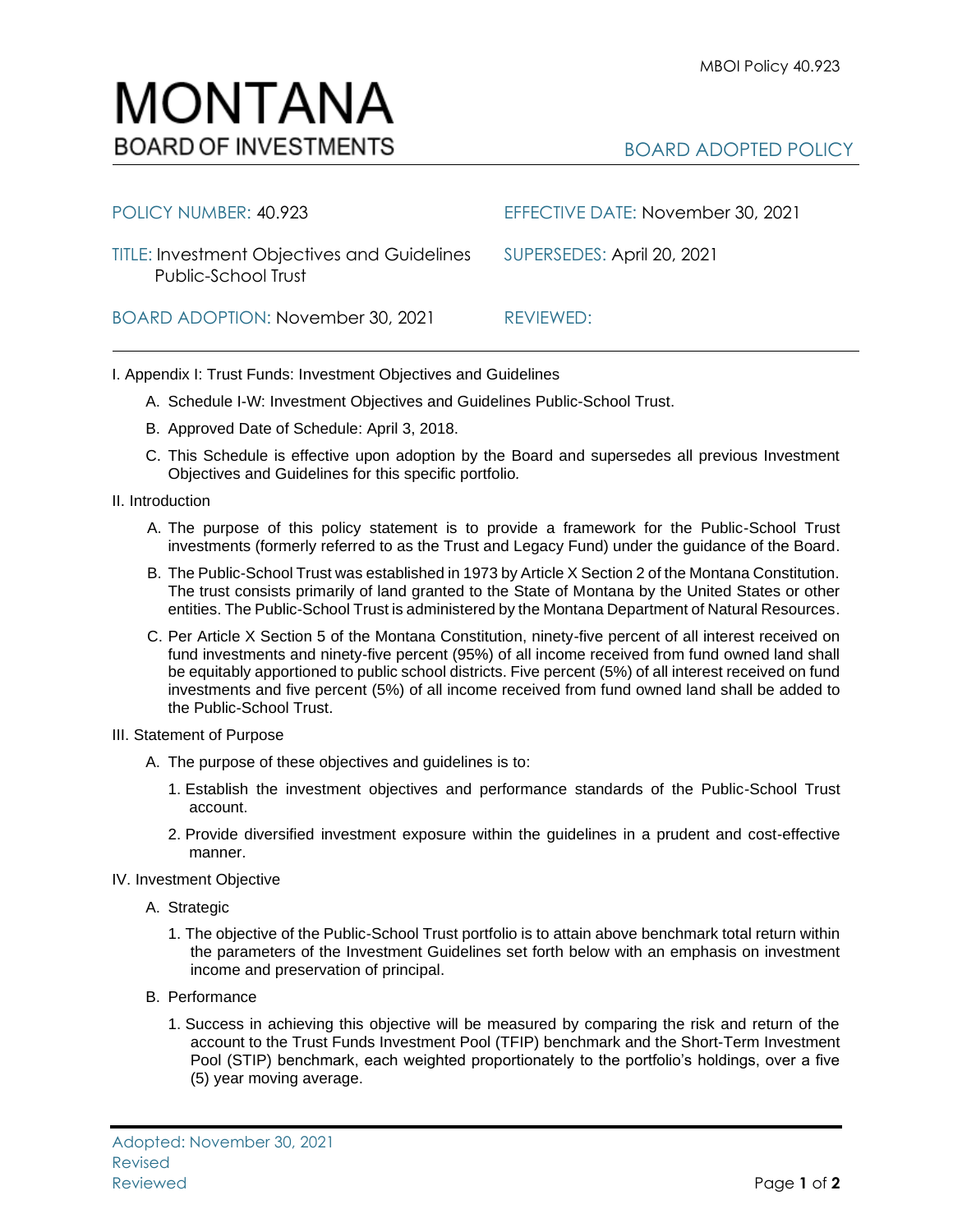# MONTANA
## BOARD OF INVESTMENTS

BOARD ADOPTED POLICY

| | |
|---|---|
| POLICY NUMBER: 40.923 | EFFECTIVE DATE: November 30, 2021 |
| TITLE: Investment Objectives and Guidelines Public-School Trust | SUPERSEDES: April 20, 2021 |
| BOARD ADOPTION: November 30, 2021 | REVIEWED: |

I. Appendix I: Trust Funds: Investment Objectives and Guidelines

A. Schedule I-W: Investment Objectives and Guidelines Public-School Trust.

B. Approved Date of Schedule: April 3, 2018.

C. This Schedule is effective upon adoption by the Board and supersedes all previous Investment Objectives and Guidelines for this specific portfolio.

II. Introduction

A. The purpose of this policy statement is to provide a framework for the Public-School Trust investments (formerly referred to as the Trust and Legacy Fund) under the guidance of the Board.

B. The Public-School Trust was established in 1973 by Article X Section 2 of the Montana Constitution. The trust consists primarily of land granted to the State of Montana by the United States or other entities. The Public-School Trust is administered by the Montana Department of Natural Resources.

C. Per Article X Section 5 of the Montana Constitution, ninety-five percent of all interest received on fund investments and ninety-five percent (95%) of all income received from fund owned land shall be equitably apportioned to public school districts. Five percent (5%) of all interest received on fund investments and five percent (5%) of all income received from fund owned land shall be added to the Public-School Trust.

III. Statement of Purpose

A. The purpose of these objectives and guidelines is to:

1. Establish the investment objectives and performance standards of the Public-School Trust account.

2. Provide diversified investment exposure within the guidelines in a prudent and cost-effective manner.

IV. Investment Objective

A. Strategic

1. The objective of the Public-School Trust portfolio is to attain above benchmark total return within the parameters of the Investment Guidelines set forth below with an emphasis on investment income and preservation of principal.

B. Performance

1. Success in achieving this objective will be measured by comparing the risk and return of the account to the Trust Funds Investment Pool (TFIP) benchmark and the Short-Term Investment Pool (STIP) benchmark, each weighted proportionately to the portfolio's holdings, over a five (5) year moving average.

Adopted: November 30, 2021
Revised
Reviewed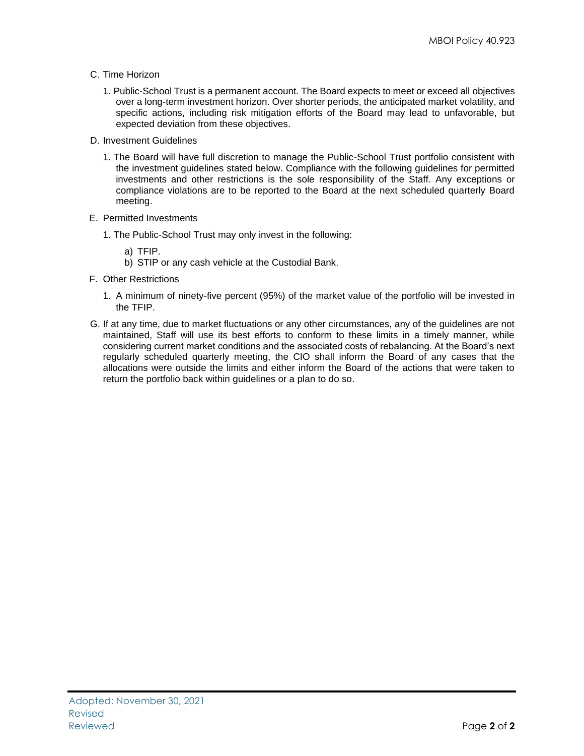C. Time Horizon

1. Public-School Trust is a permanent account. The Board expects to meet or exceed all objectives over a long-term investment horizon. Over shorter periods, the anticipated market volatility, and specific actions, including risk mitigation efforts of the Board may lead to unfavorable, but expected deviation from these objectives.

D. Investment Guidelines

1. The Board will have full discretion to manage the Public-School Trust portfolio consistent with the investment guidelines stated below. Compliance with the following guidelines for permitted investments and other restrictions is the sole responsibility of the Staff. Any exceptions or compliance violations are to be reported to the Board at the next scheduled quarterly Board meeting.

E. Permitted Investments

1. The Public-School Trust may only invest in the following:

   a) TFIP.
   b) STIP or any cash vehicle at the Custodial Bank.

F. Other Restrictions

1. A minimum of ninety-five percent (95%) of the market value of the portfolio will be invested in the TFIP.

G. If at any time, due to market fluctuations or any other circumstances, any of the guidelines are not maintained, Staff will use its best efforts to conform to these limits in a timely manner, while considering current market conditions and the associated costs of rebalancing. At the Board's next regularly scheduled quarterly meeting, the CIO shall inform the Board of any cases that the allocations were outside the limits and either inform the Board of the actions that were taken to return the portfolio back within guidelines or a plan to do so.

Adopted: November 30, 2021
Revised
Reviewed